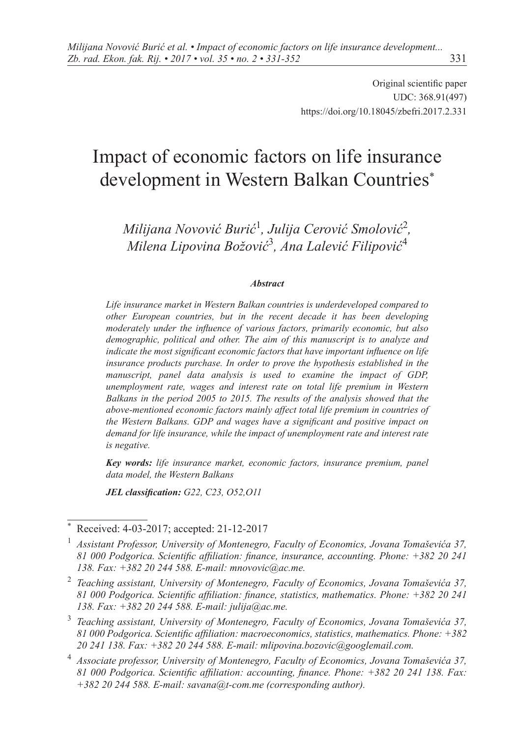Original scientific paper
UDC: 368.91(497)
https://doi.org/10.18045/zbefri.2017.2.331

# Impact of economic factors on life insurance development in Western Balkan Countries*

*Milijana Novović Burić*[1], *Julija Cerović Smolović*[2], *Milena Lipovina Božović*[3], *Ana Lalević Filipović*[4]

### *Abstract*

*Life insurance market in Western Balkan countries is underdeveloped compared to other European countries, but in the recent decade it has been developing moderately under the influence of various factors, primarily economic, but also demographic, political and other. The aim of this manuscript is to analyze and indicate the most significant economic factors that have important influence on life insurance products purchase. In order to prove the hypothesis established in the manuscript, panel data analysis is used to examine the impact of GDP, unemployment rate, wages and interest rate on total life premium in Western Balkans in the period 2005 to 2015. The results of the analysis showed that the above-mentioned economic factors mainly affect total life premium in countries of the Western Balkans. GDP and wages have a significant and positive impact on demand for life insurance, while the impact of unemployment rate and interest rate is negative.*

***Key words:*** *life insurance market, economic factors, insurance premium, panel data model, the Western Balkans*

***JEL classification:*** *G22, C23, O52,O11*

---

\* Received: 4-03-2017; accepted: 21-12-2017

[1] *Assistant Professor, University of Montenegro, Faculty of Economics, Jovana Tomaševića 37, 81 000 Podgorica. Scientific affiliation: finance, insurance, accounting. Phone: +382 20 241 138. Fax: +382 20 244 588. E-mail: mnovovic@ac.me.*

[2] *Teaching assistant, University of Montenegro, Faculty of Economics, Jovana Tomaševića 37, 81 000 Podgorica. Scientific affiliation: finance, statistics, mathematics. Phone: +382 20 241 138. Fax: +382 20 244 588. E-mail: julija@ac.me.*

[3] *Teaching assistant, University of Montenegro, Faculty of Economics, Jovana Tomaševića 37, 81 000 Podgorica. Scientific affiliation: macroeconomics, statistics, mathematics. Phone: +382 20 241 138. Fax: +382 20 244 588. E-mail: mlipovina.bozovic@googlemail.com.*

[4] *Associate professor, University of Montenegro, Faculty of Economics, Jovana Tomaševića 37, 81 000 Podgorica. Scientific affiliation: accounting, finance. Phone: +382 20 241 138. Fax: +382 20 244 588. E-mail: savana@t-com.me (corresponding author).*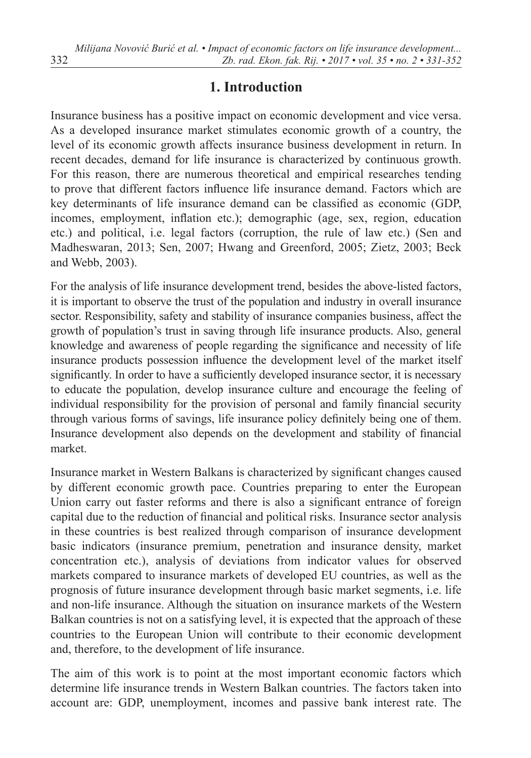# 1. Introduction

Insurance business has a positive impact on economic development and vice versa. As a developed insurance market stimulates economic growth of a country, the level of its economic growth affects insurance business development in return. In recent decades, demand for life insurance is characterized by continuous growth. For this reason, there are numerous theoretical and empirical researches tending to prove that different factors influence life insurance demand. Factors which are key determinants of life insurance demand can be classified as economic (GDP, incomes, employment, inflation etc.); demographic (age, sex, region, education etc.) and political, i.e. legal factors (corruption, the rule of law etc.) (Sen and Madheswaran, 2013; Sen, 2007; Hwang and Greenford, 2005; Zietz, 2003; Beck and Webb, 2003).

For the analysis of life insurance development trend, besides the above-listed factors, it is important to observe the trust of the population and industry in overall insurance sector. Responsibility, safety and stability of insurance companies business, affect the growth of population's trust in saving through life insurance products. Also, general knowledge and awareness of people regarding the significance and necessity of life insurance products possession influence the development level of the market itself significantly. In order to have a sufficiently developed insurance sector, it is necessary to educate the population, develop insurance culture and encourage the feeling of individual responsibility for the provision of personal and family financial security through various forms of savings, life insurance policy definitely being one of them. Insurance development also depends on the development and stability of financial market.

Insurance market in Western Balkans is characterized by significant changes caused by different economic growth pace. Countries preparing to enter the European Union carry out faster reforms and there is also a significant entrance of foreign capital due to the reduction of financial and political risks. Insurance sector analysis in these countries is best realized through comparison of insurance development basic indicators (insurance premium, penetration and insurance density, market concentration etc.), analysis of deviations from indicator values for observed markets compared to insurance markets of developed EU countries, as well as the prognosis of future insurance development through basic market segments, i.e. life and non-life insurance. Although the situation on insurance markets of the Western Balkan countries is not on a satisfying level, it is expected that the approach of these countries to the European Union will contribute to their economic development and, therefore, to the development of life insurance.

The aim of this work is to point at the most important economic factors which determine life insurance trends in Western Balkan countries. The factors taken into account are: GDP, unemployment, incomes and passive bank interest rate. The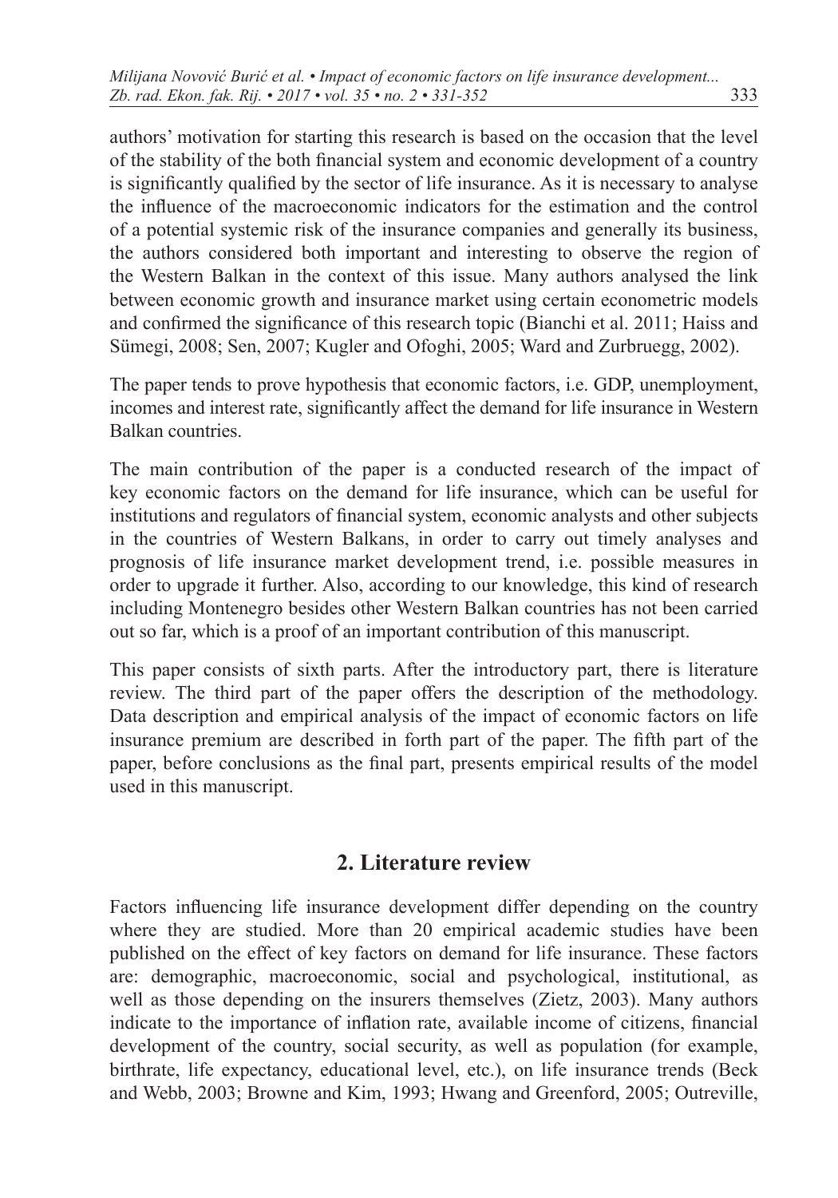authors' motivation for starting this research is based on the occasion that the level of the stability of the both financial system and economic development of a country is significantly qualified by the sector of life insurance. As it is necessary to analyse the influence of the macroeconomic indicators for the estimation and the control of a potential systemic risk of the insurance companies and generally its business, the authors considered both important and interesting to observe the region of the Western Balkan in the context of this issue. Many authors analysed the link between economic growth and insurance market using certain econometric models and confirmed the significance of this research topic (Bianchi et al. 2011; Haiss and Sümegi, 2008; Sen, 2007; Kugler and Ofoghi, 2005; Ward and Zurbruegg, 2002).

The paper tends to prove hypothesis that economic factors, i.e. GDP, unemployment, incomes and interest rate, significantly affect the demand for life insurance in Western Balkan countries.

The main contribution of the paper is a conducted research of the impact of key economic factors on the demand for life insurance, which can be useful for institutions and regulators of financial system, economic analysts and other subjects in the countries of Western Balkans, in order to carry out timely analyses and prognosis of life insurance market development trend, i.e. possible measures in order to upgrade it further. Also, according to our knowledge, this kind of research including Montenegro besides other Western Balkan countries has not been carried out so far, which is a proof of an important contribution of this manuscript.

This paper consists of sixth parts. After the introductory part, there is literature review. The third part of the paper offers the description of the methodology. Data description and empirical analysis of the impact of economic factors on life insurance premium are described in forth part of the paper. The fifth part of the paper, before conclusions as the final part, presents empirical results of the model used in this manuscript.

## 2. Literature review

Factors influencing life insurance development differ depending on the country where they are studied. More than 20 empirical academic studies have been published on the effect of key factors on demand for life insurance. These factors are: demographic, macroeconomic, social and psychological, institutional, as well as those depending on the insurers themselves (Zietz, 2003). Many authors indicate to the importance of inflation rate, available income of citizens, financial development of the country, social security, as well as population (for example, birthrate, life expectancy, educational level, etc.), on life insurance trends (Beck and Webb, 2003; Browne and Kim, 1993; Hwang and Greenford, 2005; Outreville,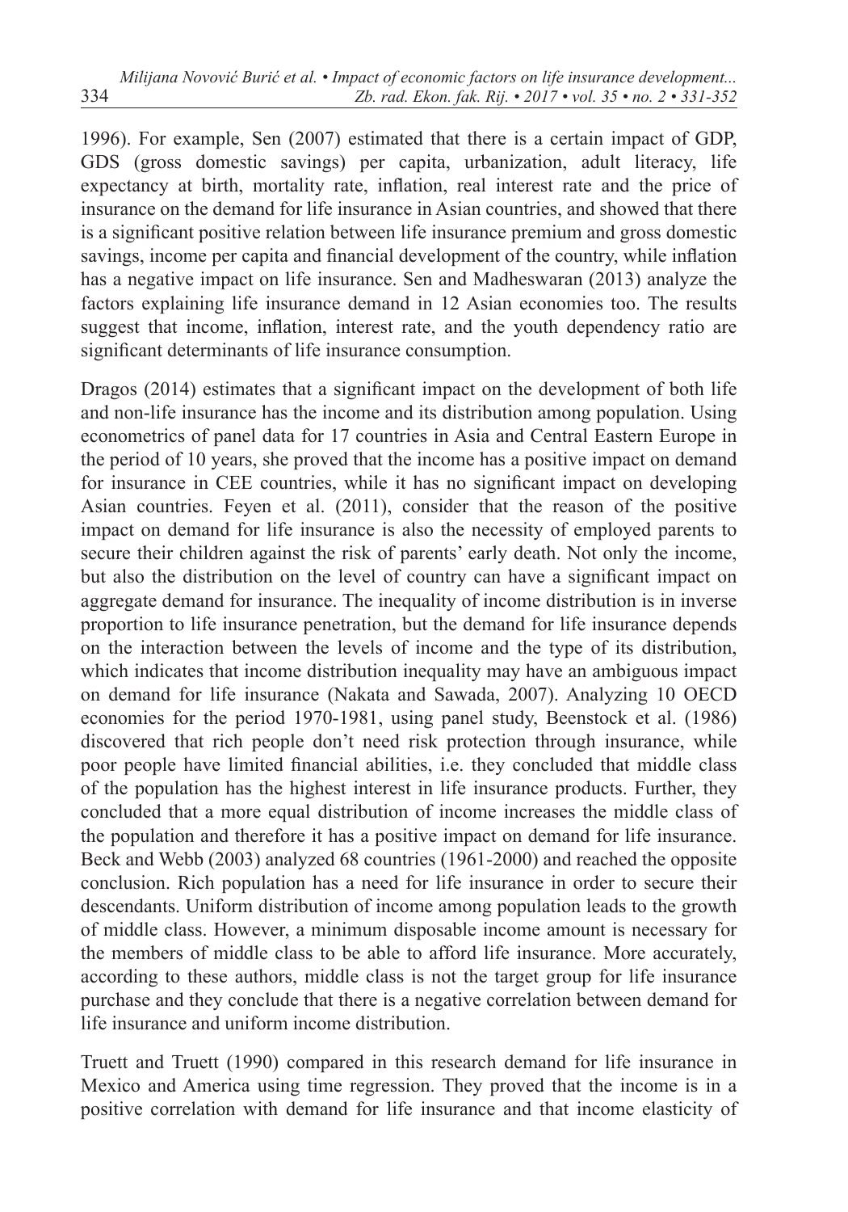1996). For example, Sen (2007) estimated that there is a certain impact of GDP, GDS (gross domestic savings) per capita, urbanization, adult literacy, life expectancy at birth, mortality rate, inflation, real interest rate and the price of insurance on the demand for life insurance in Asian countries, and showed that there is a significant positive relation between life insurance premium and gross domestic savings, income per capita and financial development of the country, while inflation has a negative impact on life insurance. Sen and Madheswaran (2013) analyze the factors explaining life insurance demand in 12 Asian economies too. The results suggest that income, inflation, interest rate, and the youth dependency ratio are significant determinants of life insurance consumption.

Dragos (2014) estimates that a significant impact on the development of both life and non-life insurance has the income and its distribution among population. Using econometrics of panel data for 17 countries in Asia and Central Eastern Europe in the period of 10 years, she proved that the income has a positive impact on demand for insurance in CEE countries, while it has no significant impact on developing Asian countries. Feyen et al. (2011), consider that the reason of the positive impact on demand for life insurance is also the necessity of employed parents to secure their children against the risk of parents' early death. Not only the income, but also the distribution on the level of country can have a significant impact on aggregate demand for insurance. The inequality of income distribution is in inverse proportion to life insurance penetration, but the demand for life insurance depends on the interaction between the levels of income and the type of its distribution, which indicates that income distribution inequality may have an ambiguous impact on demand for life insurance (Nakata and Sawada, 2007). Analyzing 10 OECD economies for the period 1970-1981, using panel study, Beenstock et al. (1986) discovered that rich people don't need risk protection through insurance, while poor people have limited financial abilities, i.e. they concluded that middle class of the population has the highest interest in life insurance products. Further, they concluded that a more equal distribution of income increases the middle class of the population and therefore it has a positive impact on demand for life insurance. Beck and Webb (2003) analyzed 68 countries (1961-2000) and reached the opposite conclusion. Rich population has a need for life insurance in order to secure their descendants. Uniform distribution of income among population leads to the growth of middle class. However, a minimum disposable income amount is necessary for the members of middle class to be able to afford life insurance. More accurately, according to these authors, middle class is not the target group for life insurance purchase and they conclude that there is a negative correlation between demand for life insurance and uniform income distribution.

Truett and Truett (1990) compared in this research demand for life insurance in Mexico and America using time regression. They proved that the income is in a positive correlation with demand for life insurance and that income elasticity of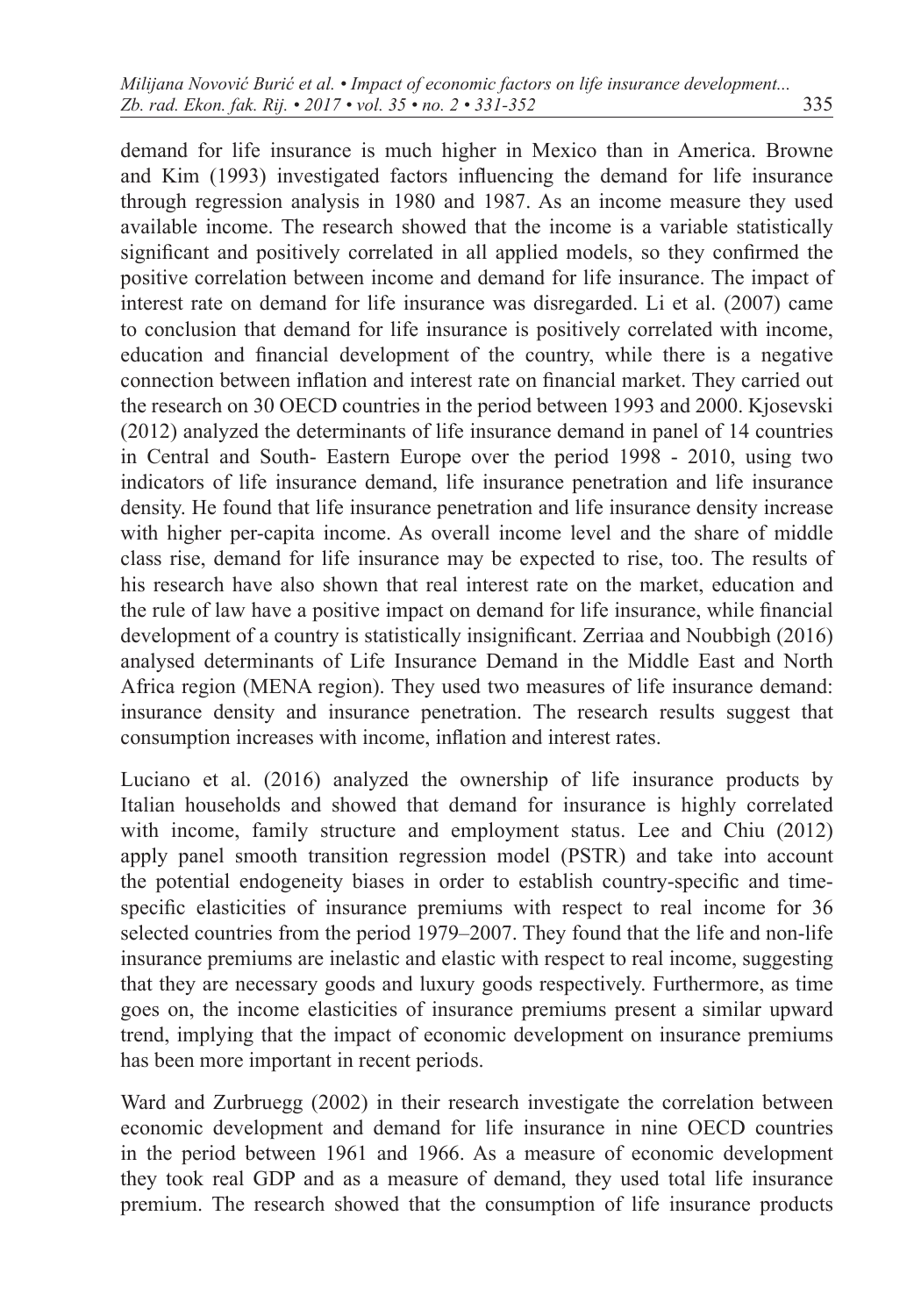demand for life insurance is much higher in Mexico than in America. Browne and Kim (1993) investigated factors influencing the demand for life insurance through regression analysis in 1980 and 1987. As an income measure they used available income. The research showed that the income is a variable statistically significant and positively correlated in all applied models, so they confirmed the positive correlation between income and demand for life insurance. The impact of interest rate on demand for life insurance was disregarded. Li et al. (2007) came to conclusion that demand for life insurance is positively correlated with income, education and financial development of the country, while there is a negative connection between inflation and interest rate on financial market. They carried out the research on 30 OECD countries in the period between 1993 and 2000. Kjosevski (2012) analyzed the determinants of life insurance demand in panel of 14 countries in Central and South- Eastern Europe over the period 1998 - 2010, using two indicators of life insurance demand, life insurance penetration and life insurance density. He found that life insurance penetration and life insurance density increase with higher per-capita income. As overall income level and the share of middle class rise, demand for life insurance may be expected to rise, too. The results of his research have also shown that real interest rate on the market, education and the rule of law have a positive impact on demand for life insurance, while financial development of a country is statistically insignificant. Zerriaa and Noubbigh (2016) analysed determinants of Life Insurance Demand in the Middle East and North Africa region (MENA region). They used two measures of life insurance demand: insurance density and insurance penetration. The research results suggest that consumption increases with income, inflation and interest rates.

Luciano et al. (2016) analyzed the ownership of life insurance products by Italian households and showed that demand for insurance is highly correlated with income, family structure and employment status. Lee and Chiu (2012) apply panel smooth transition regression model (PSTR) and take into account the potential endogeneity biases in order to establish country-specific and time-specific elasticities of insurance premiums with respect to real income for 36 selected countries from the period 1979–2007. They found that the life and non-life insurance premiums are inelastic and elastic with respect to real income, suggesting that they are necessary goods and luxury goods respectively. Furthermore, as time goes on, the income elasticities of insurance premiums present a similar upward trend, implying that the impact of economic development on insurance premiums has been more important in recent periods.

Ward and Zurbruegg (2002) in their research investigate the correlation between economic development and demand for life insurance in nine OECD countries in the period between 1961 and 1966. As a measure of economic development they took real GDP and as a measure of demand, they used total life insurance premium. The research showed that the consumption of life insurance products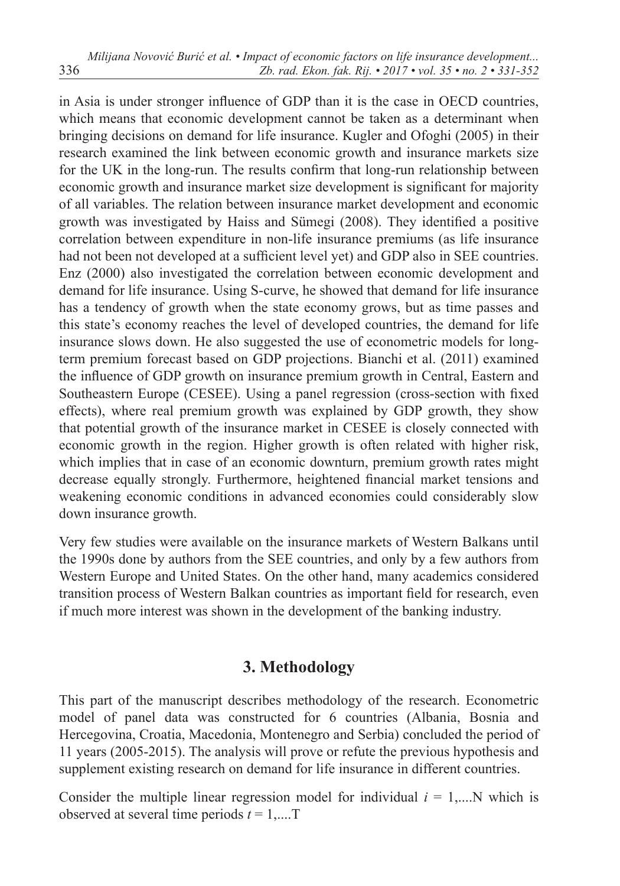in Asia is under stronger influence of GDP than it is the case in OECD countries, which means that economic development cannot be taken as a determinant when bringing decisions on demand for life insurance. Kugler and Ofoghi (2005) in their research examined the link between economic growth and insurance markets size for the UK in the long-run. The results confirm that long-run relationship between economic growth and insurance market size development is significant for majority of all variables. The relation between insurance market development and economic growth was investigated by Haiss and Sümegi (2008). They identified a positive correlation between expenditure in non-life insurance premiums (as life insurance had not been not developed at a sufficient level yet) and GDP also in SEE countries. Enz (2000) also investigated the correlation between economic development and demand for life insurance. Using S-curve, he showed that demand for life insurance has a tendency of growth when the state economy grows, but as time passes and this state's economy reaches the level of developed countries, the demand for life insurance slows down. He also suggested the use of econometric models for long-term premium forecast based on GDP projections. Bianchi et al. (2011) examined the influence of GDP growth on insurance premium growth in Central, Eastern and Southeastern Europe (CESEE). Using a panel regression (cross-section with fixed effects), where real premium growth was explained by GDP growth, they show that potential growth of the insurance market in CESEE is closely connected with economic growth in the region. Higher growth is often related with higher risk, which implies that in case of an economic downturn, premium growth rates might decrease equally strongly. Furthermore, heightened financial market tensions and weakening economic conditions in advanced economies could considerably slow down insurance growth.

Very few studies were available on the insurance markets of Western Balkans until the 1990s done by authors from the SEE countries, and only by a few authors from Western Europe and United States. On the other hand, many academics considered transition process of Western Balkan countries as important field for research, even if much more interest was shown in the development of the banking industry.

## 3. Methodology

This part of the manuscript describes methodology of the research. Econometric model of panel data was constructed for 6 countries (Albania, Bosnia and Hercegovina, Croatia, Macedonia, Montenegro and Serbia) concluded the period of 11 years (2005-2015). The analysis will prove or refute the previous hypothesis and supplement existing research on demand for life insurance in different countries.

Consider the multiple linear regression model for individual $i = 1,....N$ which is observed at several time periods $t = 1,....T$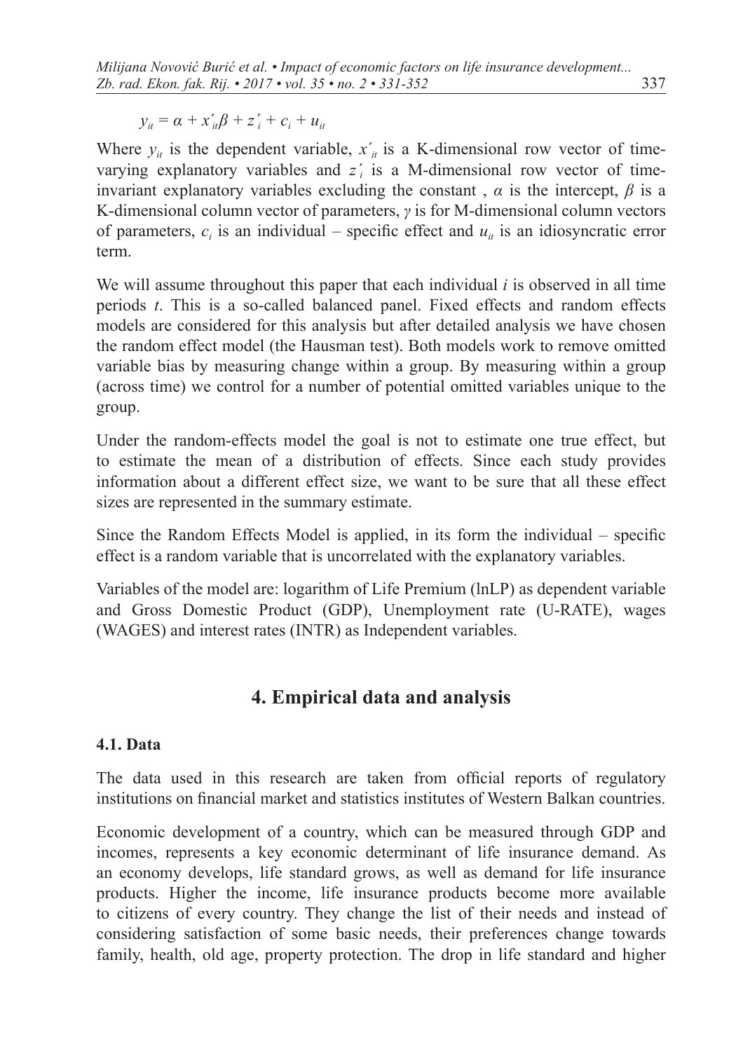$$y_{it} = \alpha + x'_{it}\beta + z'_i + c_i + u_{it}$$

Where $y_{it}$ is the dependent variable, $x'_{it}$ is a K-dimensional row vector of time-varying explanatory variables and $z'_i$ is a M-dimensional row vector of time-invariant explanatory variables excluding the constant , $\alpha$ is the intercept, $\beta$ is a K-dimensional column vector of parameters, $\gamma$ is for M-dimensional column vectors of parameters, $c_i$ is an individual – specific effect and $u_{it}$ is an idiosyncratic error term.

We will assume throughout this paper that each individual $i$ is observed in all time periods $t$. This is a so-called balanced panel. Fixed effects and random effects models are considered for this analysis but after detailed analysis we have chosen the random effect model (the Hausman test). Both models work to remove omitted variable bias by measuring change within a group. By measuring within a group (across time) we control for a number of potential omitted variables unique to the group.

Under the random-effects model the goal is not to estimate one true effect, but to estimate the mean of a distribution of effects. Since each study provides information about a different effect size, we want to be sure that all these effect sizes are represented in the summary estimate.

Since the Random Effects Model is applied, in its form the individual – specific effect is a random variable that is uncorrelated with the explanatory variables.

Variables of the model are: logarithm of Life Premium (lnLP) as dependent variable and Gross Domestic Product (GDP), Unemployment rate (U-RATE), wages (WAGES) and interest rates (INTR) as Independent variables.

## 4. Empirical data and analysis

### 4.1. Data

The data used in this research are taken from official reports of regulatory institutions on financial market and statistics institutes of Western Balkan countries.

Economic development of a country, which can be measured through GDP and incomes, represents a key economic determinant of life insurance demand. As an economy develops, life standard grows, as well as demand for life insurance products. Higher the income, life insurance products become more available to citizens of every country. They change the list of their needs and instead of considering satisfaction of some basic needs, their preferences change towards family, health, old age, property protection. The drop in life standard and higher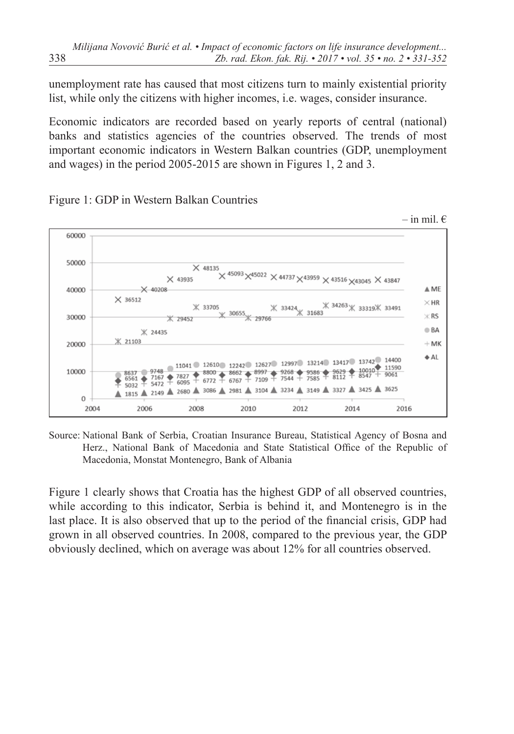unemployment rate has caused that most citizens turn to mainly existential priority list, while only the citizens with higher incomes, i.e. wages, consider insurance.

Economic indicators are recorded based on yearly reports of central (national) banks and statistics agencies of the countries observed. The trends of most important economic indicators in Western Balkan countries (GDP, unemployment and wages) in the period 2005-2015 are shown in Figures 1, 2 and 3.

Figure 1: GDP in Western Balkan Countries

– in mil. €

Source: National Bank of Serbia, Croatian Insurance Bureau, Statistical Agency of Bosna and Herz., National Bank of Macedonia and State Statistical Office of the Republic of Macedonia, Monstat Montenegro, Bank of Albania

Figure 1 clearly shows that Croatia has the highest GDP of all observed countries, while according to this indicator, Serbia is behind it, and Montenegro is in the last place. It is also observed that up to the period of the financial crisis, GDP had grown in all observed countries. In 2008, compared to the previous year, the GDP obviously declined, which on average was about 12% for all countries observed.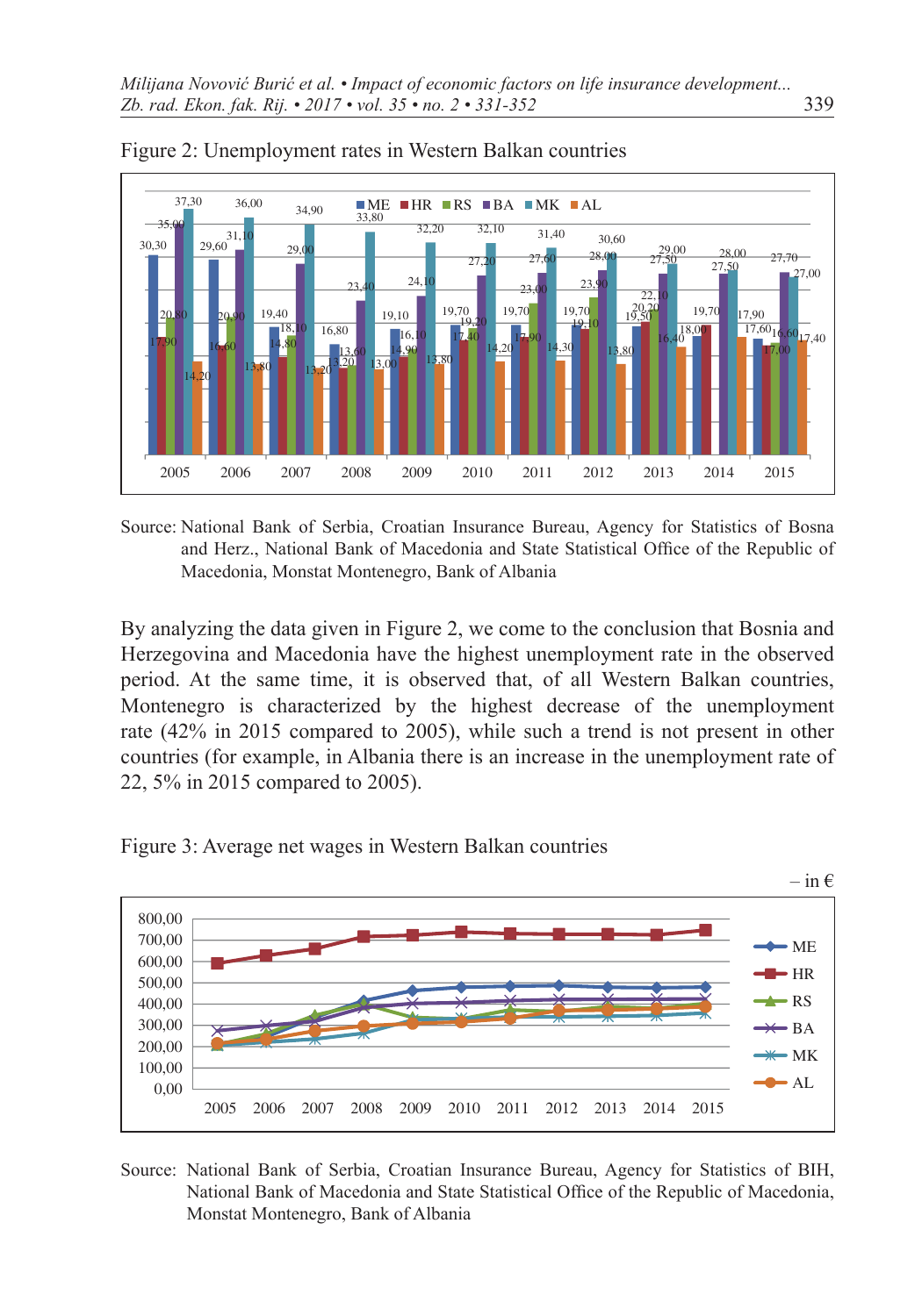Figure 2: Unemployment rates in Western Balkan countries

Source: National Bank of Serbia, Croatian Insurance Bureau, Agency for Statistics of Bosna and Herz., National Bank of Macedonia and State Statistical Office of the Republic of Macedonia, Monstat Montenegro, Bank of Albania

By analyzing the data given in Figure 2, we come to the conclusion that Bosnia and Herzegovina and Macedonia have the highest unemployment rate in the observed period. At the same time, it is observed that, of all Western Balkan countries, Montenegro is characterized by the highest decrease of the unemployment rate (42% in 2015 compared to 2005), while such a trend is not present in other countries (for example, in Albania there is an increase in the unemployment rate of 22, 5% in 2015 compared to 2005).

Figure 3: Average net wages in Western Balkan countries

– in €

Source: National Bank of Serbia, Croatian Insurance Bureau, Agency for Statistics of BIH, National Bank of Macedonia and State Statistical Office of the Republic of Macedonia, Monstat Montenegro, Bank of Albania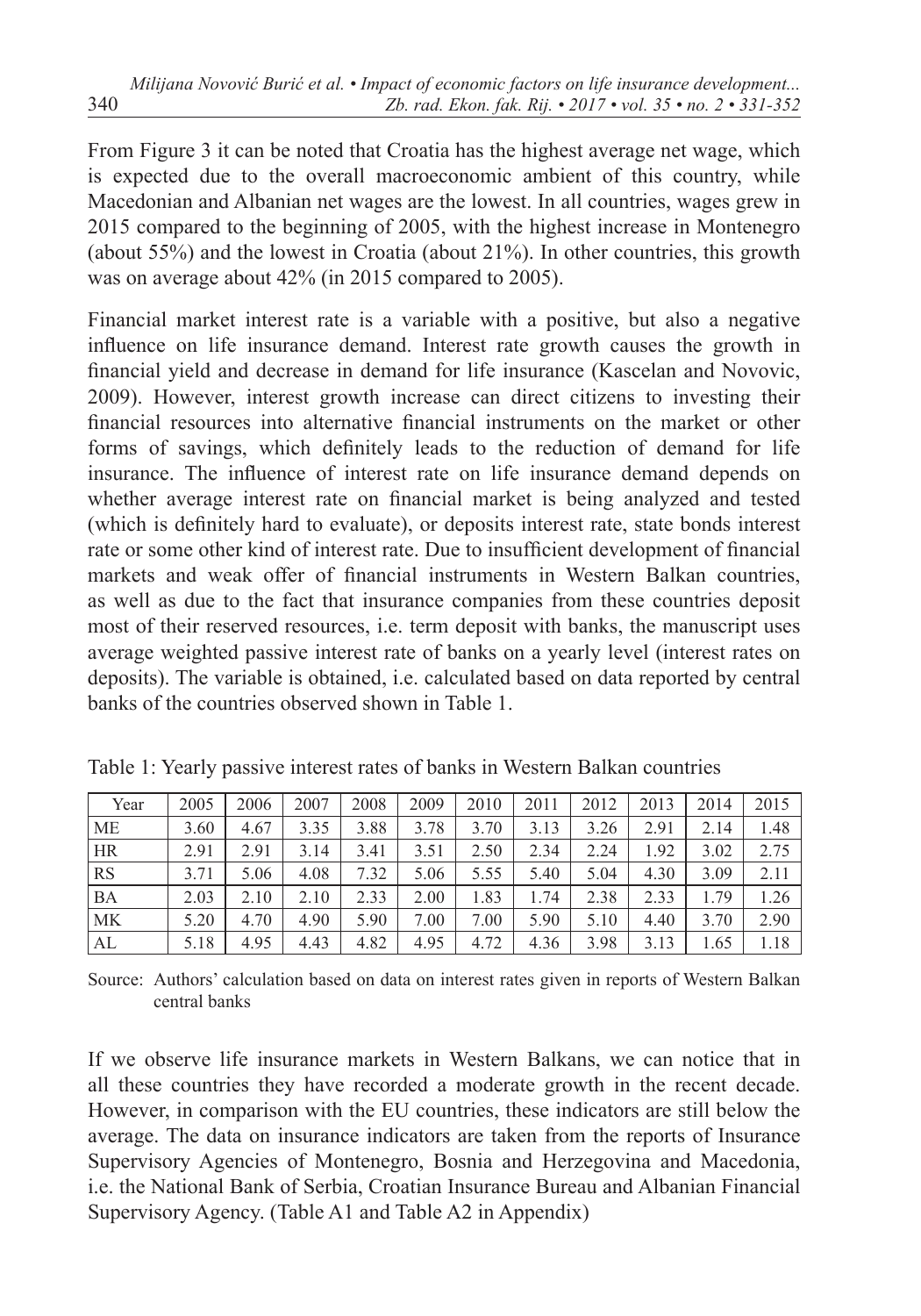From Figure 3 it can be noted that Croatia has the highest average net wage, which is expected due to the overall macroeconomic ambient of this country, while Macedonian and Albanian net wages are the lowest. In all countries, wages grew in 2015 compared to the beginning of 2005, with the highest increase in Montenegro (about 55%) and the lowest in Croatia (about 21%). In other countries, this growth was on average about 42% (in 2015 compared to 2005).

Financial market interest rate is a variable with a positive, but also a negative influence on life insurance demand. Interest rate growth causes the growth in financial yield and decrease in demand for life insurance (Kascelan and Novovic, 2009). However, interest growth increase can direct citizens to investing their financial resources into alternative financial instruments on the market or other forms of savings, which definitely leads to the reduction of demand for life insurance. The influence of interest rate on life insurance demand depends on whether average interest rate on financial market is being analyzed and tested (which is definitely hard to evaluate), or deposits interest rate, state bonds interest rate or some other kind of interest rate. Due to insufficient development of financial markets and weak offer of financial instruments in Western Balkan countries, as well as due to the fact that insurance companies from these countries deposit most of their reserved resources, i.e. term deposit with banks, the manuscript uses average weighted passive interest rate of banks on a yearly level (interest rates on deposits). The variable is obtained, i.e. calculated based on data reported by central banks of the countries observed shown in Table 1.

Table 1: Yearly passive interest rates of banks in Western Balkan countries

| Year | 2005 | 2006 | 2007 | 2008 | 2009 | 2010 | 2011 | 2012 | 2013 | 2014 | 2015 |
|---|---|---|---|---|---|---|---|---|---|---|---|
| ME | 3.60 | 4.67 | 3.35 | 3.88 | 3.78 | 3.70 | 3.13 | 3.26 | 2.91 | 2.14 | 1.48 |
| HR | 2.91 | 2.91 | 3.14 | 3.41 | 3.51 | 2.50 | 2.34 | 2.24 | 1.92 | 3.02 | 2.75 |
| RS | 3.71 | 5.06 | 4.08 | 7.32 | 5.06 | 5.55 | 5.40 | 5.04 | 4.30 | 3.09 | 2.11 |
| BA | 2.03 | 2.10 | 2.10 | 2.33 | 2.00 | 1.83 | 1.74 | 2.38 | 2.33 | 1.79 | 1.26 |
| MK | 5.20 | 4.70 | 4.90 | 5.90 | 7.00 | 7.00 | 5.90 | 5.10 | 4.40 | 3.70 | 2.90 |
| AL | 5.18 | 4.95 | 4.43 | 4.82 | 4.95 | 4.72 | 4.36 | 3.98 | 3.13 | 1.65 | 1.18 |

Source: Authors' calculation based on data on interest rates given in reports of Western Balkan central banks

If we observe life insurance markets in Western Balkans, we can notice that in all these countries they have recorded a moderate growth in the recent decade. However, in comparison with the EU countries, these indicators are still below the average. The data on insurance indicators are taken from the reports of Insurance Supervisory Agencies of Montenegro, Bosnia and Herzegovina and Macedonia, i.e. the National Bank of Serbia, Croatian Insurance Bureau and Albanian Financial Supervisory Agency. (Table A1 and Table A2 in Appendix)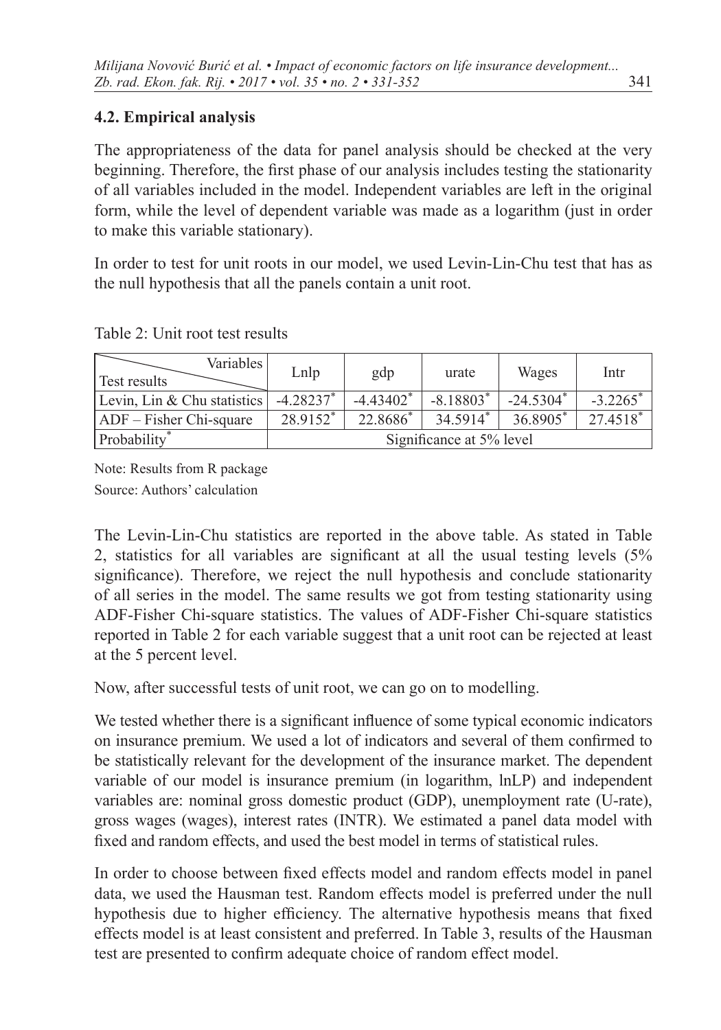### 4.2. Empirical analysis

The appropriateness of the data for panel analysis should be checked at the very beginning. Therefore, the first phase of our analysis includes testing the stationarity of all variables included in the model. Independent variables are left in the original form, while the level of dependent variable was made as a logarithm (just in order to make this variable stationary).

In order to test for unit roots in our model, we used Levin-Lin-Chu test that has as the null hypothesis that all the panels contain a unit root.

Table 2: Unit root test results

| Test results \ Variables | Lnlp | gdp | urate | Wages | Intr |
|---|---|---|---|---|---|
| Levin, Lin & Chu statistics | -4.28237* | -4.43402* | -8.18803* | -24.5304* | -3.2265* |
| ADF – Fisher Chi-square | 28.9152* | 22.8686* | 34.5914* | 36.8905* | 27.4518* |
| Probability* | Significance at 5% level | | | | |

Note: Results from R package

Source: Authors' calculation

The Levin-Lin-Chu statistics are reported in the above table. As stated in Table 2, statistics for all variables are significant at all the usual testing levels (5% significance). Therefore, we reject the null hypothesis and conclude stationarity of all series in the model. The same results we got from testing stationarity using ADF-Fisher Chi-square statistics. The values of ADF-Fisher Chi-square statistics reported in Table 2 for each variable suggest that a unit root can be rejected at least at the 5 percent level.

Now, after successful tests of unit root, we can go on to modelling.

We tested whether there is a significant influence of some typical economic indicators on insurance premium. We used a lot of indicators and several of them confirmed to be statistically relevant for the development of the insurance market. The dependent variable of our model is insurance premium (in logarithm, lnLP) and independent variables are: nominal gross domestic product (GDP), unemployment rate (U-rate), gross wages (wages), interest rates (INTR). We estimated a panel data model with fixed and random effects, and used the best model in terms of statistical rules.

In order to choose between fixed effects model and random effects model in panel data, we used the Hausman test. Random effects model is preferred under the null hypothesis due to higher efficiency. The alternative hypothesis means that fixed effects model is at least consistent and preferred. In Table 3, results of the Hausman test are presented to confirm adequate choice of random effect model.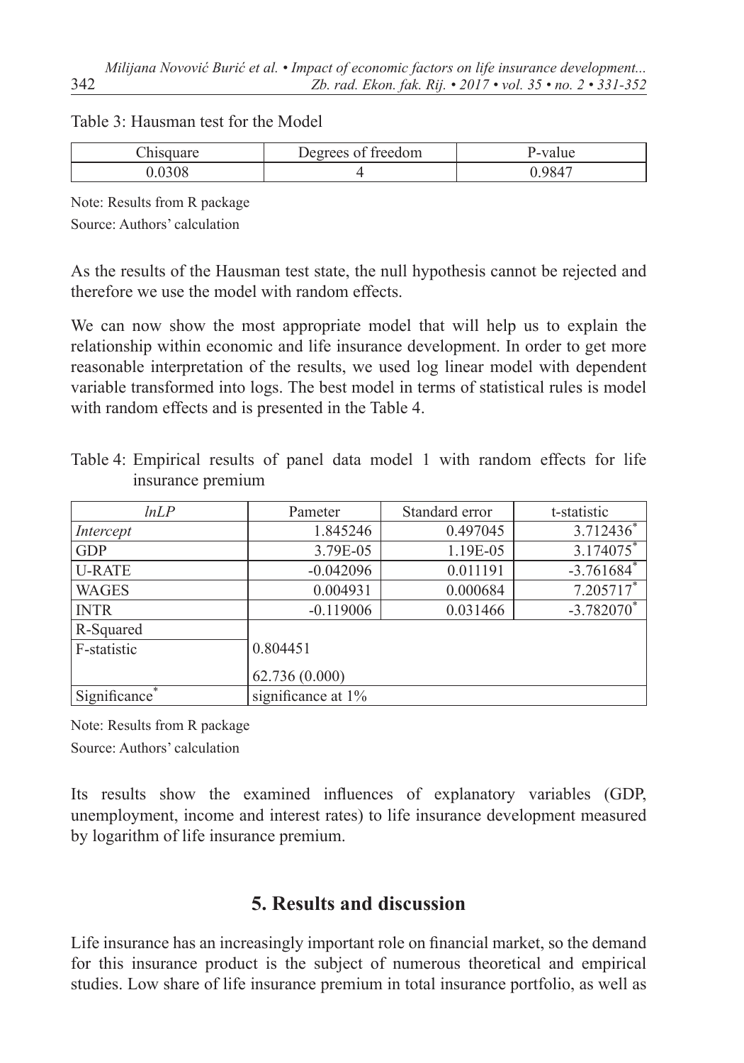Table 3: Hausman test for the Model

| Chisquare | Degrees of freedom | P-value |
|---|---|---|
| 0.0308 | 4 | 0.9847 |

Note: Results from R package

Source: Authors' calculation

As the results of the Hausman test state, the null hypothesis cannot be rejected and therefore we use the model with random effects.

We can now show the most appropriate model that will help us to explain the relationship within economic and life insurance development. In order to get more reasonable interpretation of the results, we used log linear model with dependent variable transformed into logs. The best model in terms of statistical rules is model with random effects and is presented in the Table 4.

Table 4: Empirical results of panel data model 1 with random effects for life insurance premium

| *lnLP* | Pameter | Standard error | t-statistic |
|---|---|---|---|
| *Intercept* | 1.845246 | 0.497045 | 3.712436* |
| GDP | 3.79E-05 | 1.19E-05 | 3.174075* |
| U-RATE | -0.042096 | 0.011191 | -3.761684* |
| WAGES | 0.004931 | 0.000684 | 7.205717* |
| INTR | -0.119006 | 0.031466 | -3.782070* |
| R-Squared | 0.804451 | | |
| F-statistic | 62.736 (0.000) | | |
| Significance* | significance at 1% | | |

Note: Results from R package

Source: Authors' calculation

Its results show the examined influences of explanatory variables (GDP, unemployment, income and interest rates) to life insurance development measured by logarithm of life insurance premium.

## 5. Results and discussion

Life insurance has an increasingly important role on financial market, so the demand for this insurance product is the subject of numerous theoretical and empirical studies. Low share of life insurance premium in total insurance portfolio, as well as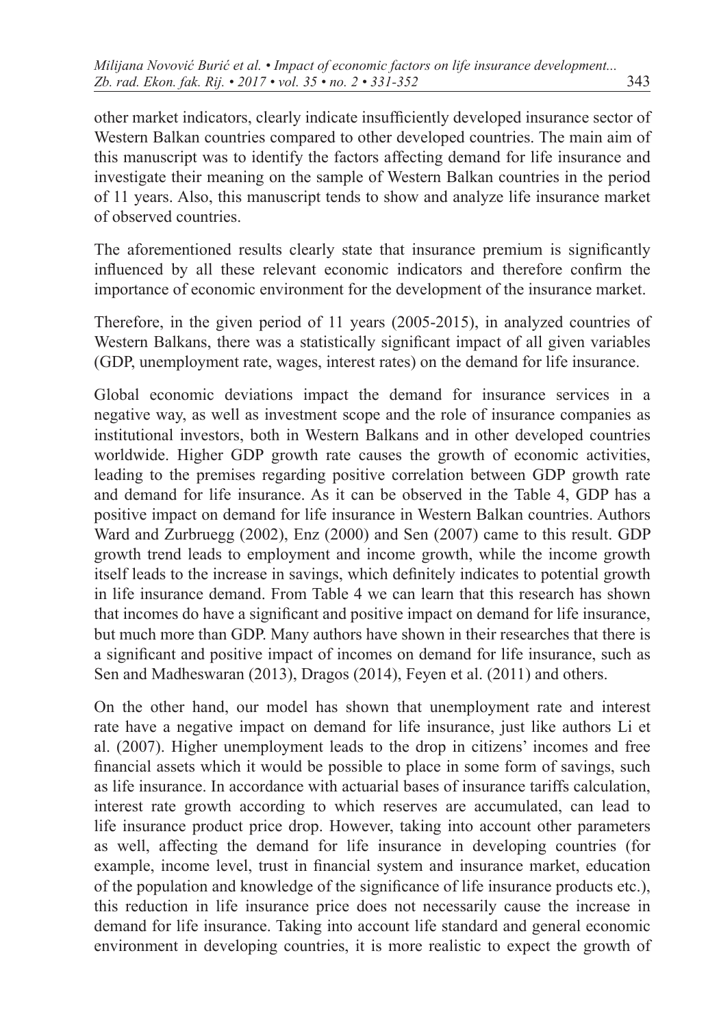other market indicators, clearly indicate insufficiently developed insurance sector of Western Balkan countries compared to other developed countries. The main aim of this manuscript was to identify the factors affecting demand for life insurance and investigate their meaning on the sample of Western Balkan countries in the period of 11 years. Also, this manuscript tends to show and analyze life insurance market of observed countries.

The aforementioned results clearly state that insurance premium is significantly influenced by all these relevant economic indicators and therefore confirm the importance of economic environment for the development of the insurance market.

Therefore, in the given period of 11 years (2005-2015), in analyzed countries of Western Balkans, there was a statistically significant impact of all given variables (GDP, unemployment rate, wages, interest rates) on the demand for life insurance.

Global economic deviations impact the demand for insurance services in a negative way, as well as investment scope and the role of insurance companies as institutional investors, both in Western Balkans and in other developed countries worldwide. Higher GDP growth rate causes the growth of economic activities, leading to the premises regarding positive correlation between GDP growth rate and demand for life insurance. As it can be observed in the Table 4, GDP has a positive impact on demand for life insurance in Western Balkan countries. Authors Ward and Zurbruegg (2002), Enz (2000) and Sen (2007) came to this result. GDP growth trend leads to employment and income growth, while the income growth itself leads to the increase in savings, which definitely indicates to potential growth in life insurance demand. From Table 4 we can learn that this research has shown that incomes do have a significant and positive impact on demand for life insurance, but much more than GDP. Many authors have shown in their researches that there is a significant and positive impact of incomes on demand for life insurance, such as Sen and Madheswaran (2013), Dragos (2014), Feyen et al. (2011) and others.

On the other hand, our model has shown that unemployment rate and interest rate have a negative impact on demand for life insurance, just like authors Li et al. (2007). Higher unemployment leads to the drop in citizens' incomes and free financial assets which it would be possible to place in some form of savings, such as life insurance. In accordance with actuarial bases of insurance tariffs calculation, interest rate growth according to which reserves are accumulated, can lead to life insurance product price drop. However, taking into account other parameters as well, affecting the demand for life insurance in developing countries (for example, income level, trust in financial system and insurance market, education of the population and knowledge of the significance of life insurance products etc.), this reduction in life insurance price does not necessarily cause the increase in demand for life insurance. Taking into account life standard and general economic environment in developing countries, it is more realistic to expect the growth of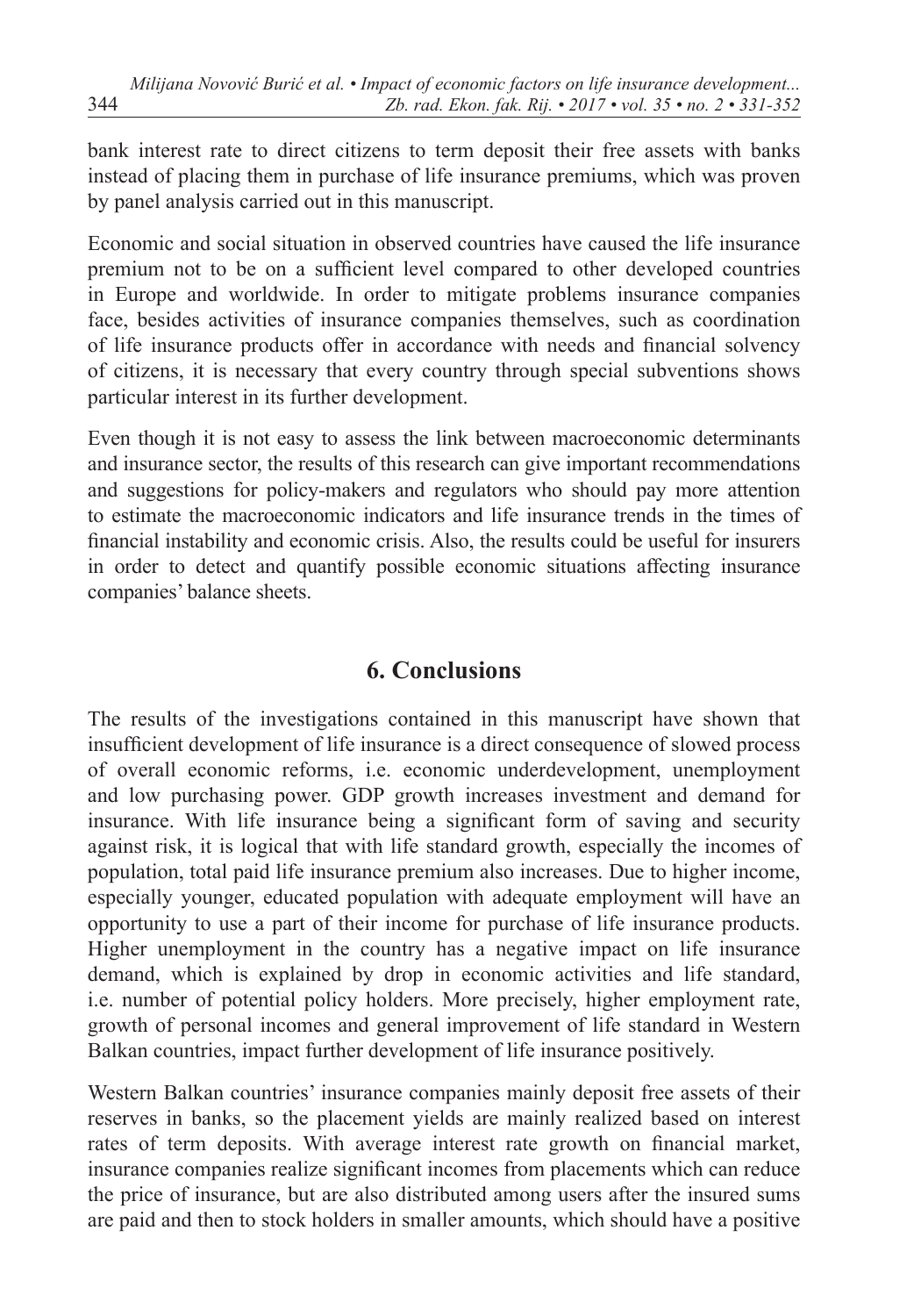bank interest rate to direct citizens to term deposit their free assets with banks instead of placing them in purchase of life insurance premiums, which was proven by panel analysis carried out in this manuscript.

Economic and social situation in observed countries have caused the life insurance premium not to be on a sufficient level compared to other developed countries in Europe and worldwide. In order to mitigate problems insurance companies face, besides activities of insurance companies themselves, such as coordination of life insurance products offer in accordance with needs and financial solvency of citizens, it is necessary that every country through special subventions shows particular interest in its further development.

Even though it is not easy to assess the link between macroeconomic determinants and insurance sector, the results of this research can give important recommendations and suggestions for policy-makers and regulators who should pay more attention to estimate the macroeconomic indicators and life insurance trends in the times of financial instability and economic crisis. Also, the results could be useful for insurers in order to detect and quantify possible economic situations affecting insurance companies' balance sheets.

## 6. Conclusions

The results of the investigations contained in this manuscript have shown that insufficient development of life insurance is a direct consequence of slowed process of overall economic reforms, i.e. economic underdevelopment, unemployment and low purchasing power. GDP growth increases investment and demand for insurance. With life insurance being a significant form of saving and security against risk, it is logical that with life standard growth, especially the incomes of population, total paid life insurance premium also increases. Due to higher income, especially younger, educated population with adequate employment will have an opportunity to use a part of their income for purchase of life insurance products. Higher unemployment in the country has a negative impact on life insurance demand, which is explained by drop in economic activities and life standard, i.e. number of potential policy holders. More precisely, higher employment rate, growth of personal incomes and general improvement of life standard in Western Balkan countries, impact further development of life insurance positively.

Western Balkan countries' insurance companies mainly deposit free assets of their reserves in banks, so the placement yields are mainly realized based on interest rates of term deposits. With average interest rate growth on financial market, insurance companies realize significant incomes from placements which can reduce the price of insurance, but are also distributed among users after the insured sums are paid and then to stock holders in smaller amounts, which should have a positive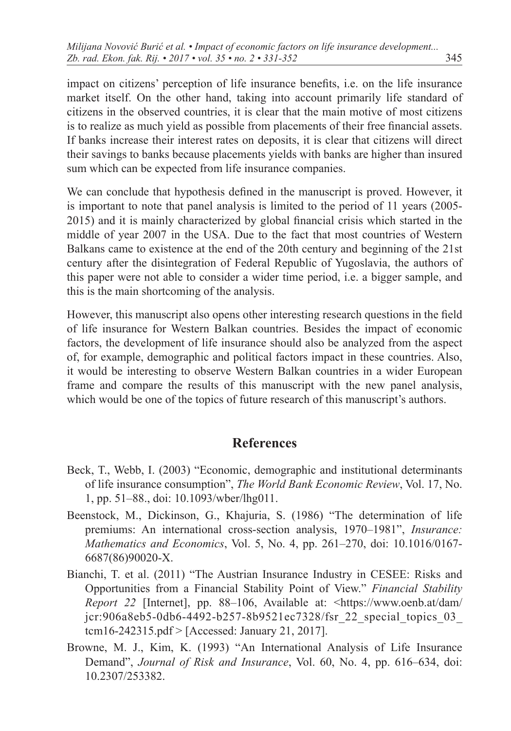impact on citizens' perception of life insurance benefits, i.e. on the life insurance market itself. On the other hand, taking into account primarily life standard of citizens in the observed countries, it is clear that the main motive of most citizens is to realize as much yield as possible from placements of their free financial assets. If banks increase their interest rates on deposits, it is clear that citizens will direct their savings to banks because placements yields with banks are higher than insured sum which can be expected from life insurance companies.

We can conclude that hypothesis defined in the manuscript is proved. However, it is important to note that panel analysis is limited to the period of 11 years (2005-2015) and it is mainly characterized by global financial crisis which started in the middle of year 2007 in the USA. Due to the fact that most countries of Western Balkans came to existence at the end of the 20th century and beginning of the 21st century after the disintegration of Federal Republic of Yugoslavia, the authors of this paper were not able to consider a wider time period, i.e. a bigger sample, and this is the main shortcoming of the analysis.

However, this manuscript also opens other interesting research questions in the field of life insurance for Western Balkan countries. Besides the impact of economic factors, the development of life insurance should also be analyzed from the aspect of, for example, demographic and political factors impact in these countries. Also, it would be interesting to observe Western Balkan countries in a wider European frame and compare the results of this manuscript with the new panel analysis, which would be one of the topics of future research of this manuscript's authors.

## References

Beck, T., Webb, I. (2003) "Economic, demographic and institutional determinants of life insurance consumption", *The World Bank Economic Review*, Vol. 17, No. 1, pp. 51–88., doi: 10.1093/wber/lhg011.

Beenstock, M., Dickinson, G., Khajuria, S. (1986) "The determination of life premiums: An international cross-section analysis, 1970–1981", *Insurance: Mathematics and Economics*, Vol. 5, No. 4, pp. 261–270, doi: 10.1016/0167-6687(86)90020-X.

Bianchi, T. et al. (2011) "The Austrian Insurance Industry in CESEE: Risks and Opportunities from a Financial Stability Point of View." *Financial Stability Report 22* [Internet], pp. 88–106, Available at: <https://www.oenb.at/dam/jcr:906a8eb5-0db6-4492-b257-8b9521ec7328/fsr_22_special_topics_03_tcm16-242315.pdf > [Accessed: January 21, 2017].

Browne, M. J., Kim, K. (1993) "An International Analysis of Life Insurance Demand", *Journal of Risk and Insurance*, Vol. 60, No. 4, pp. 616–634, doi: 10.2307/253382.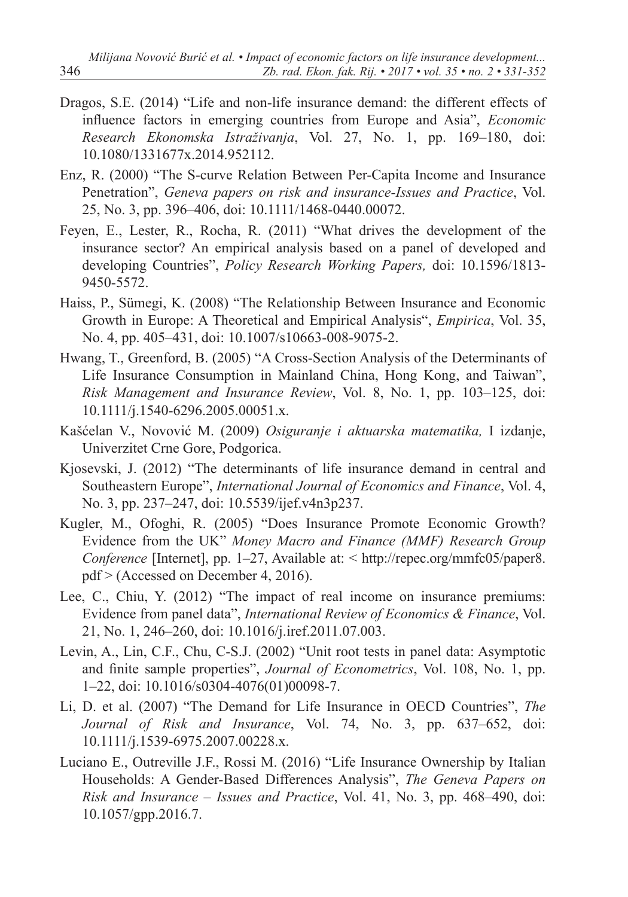Dragos, S.E. (2014) "Life and non-life insurance demand: the different effects of influence factors in emerging countries from Europe and Asia", *Economic Research Ekonomska Istraživanja*, Vol. 27, No. 1, pp. 169–180, doi: 10.1080/1331677x.2014.952112.

Enz, R. (2000) "The S-curve Relation Between Per-Capita Income and Insurance Penetration", *Geneva papers on risk and insurance-Issues and Practice*, Vol. 25, No. 3, pp. 396–406, doi: 10.1111/1468-0440.00072.

Feyen, E., Lester, R., Rocha, R. (2011) "What drives the development of the insurance sector? An empirical analysis based on a panel of developed and developing Countries", *Policy Research Working Papers,* doi: 10.1596/1813-9450-5572.

Haiss, P., Sümegi, K. (2008) "The Relationship Between Insurance and Economic Growth in Europe: A Theoretical and Empirical Analysis", *Empirica*, Vol. 35, No. 4, pp. 405–431, doi: 10.1007/s10663-008-9075-2.

Hwang, T., Greenford, B. (2005) "A Cross-Section Analysis of the Determinants of Life Insurance Consumption in Mainland China, Hong Kong, and Taiwan", *Risk Management and Insurance Review*, Vol. 8, No. 1, pp. 103–125, doi: 10.1111/j.1540-6296.2005.00051.x.

Kašćelan V., Novović M. (2009) *Osiguranje i aktuarska matematika,* I izdanje, Univerzitet Crne Gore, Podgorica.

Kjosevski, J. (2012) "The determinants of life insurance demand in central and Southeastern Europe", *International Journal of Economics and Finance*, Vol. 4, No. 3, pp. 237–247, doi: 10.5539/ijef.v4n3p237.

Kugler, M., Ofoghi, R. (2005) "Does Insurance Promote Economic Growth? Evidence from the UK" *Money Macro and Finance (MMF) Research Group Conference* [Internet], pp. 1–27, Available at: < http://repec.org/mmfc05/paper8.pdf > (Accessed on December 4, 2016).

Lee, C., Chiu, Y. (2012) "The impact of real income on insurance premiums: Evidence from panel data", *International Review of Economics & Finance*, Vol. 21, No. 1, 246–260, doi: 10.1016/j.iref.2011.07.003.

Levin, A., Lin, C.F., Chu, C-S.J. (2002) "Unit root tests in panel data: Asymptotic and finite sample properties", *Journal of Econometrics*, Vol. 108, No. 1, pp. 1–22, doi: 10.1016/s0304-4076(01)00098-7.

Li, D. et al. (2007) "The Demand for Life Insurance in OECD Countries", *The Journal of Risk and Insurance*, Vol. 74, No. 3, pp. 637–652, doi: 10.1111/j.1539-6975.2007.00228.x.

Luciano E., Outreville J.F., Rossi M. (2016) "Life Insurance Ownership by Italian Households: A Gender-Based Differences Analysis", *The Geneva Papers on Risk and Insurance – Issues and Practice*, Vol. 41, No. 3, pp. 468–490, doi: 10.1057/gpp.2016.7.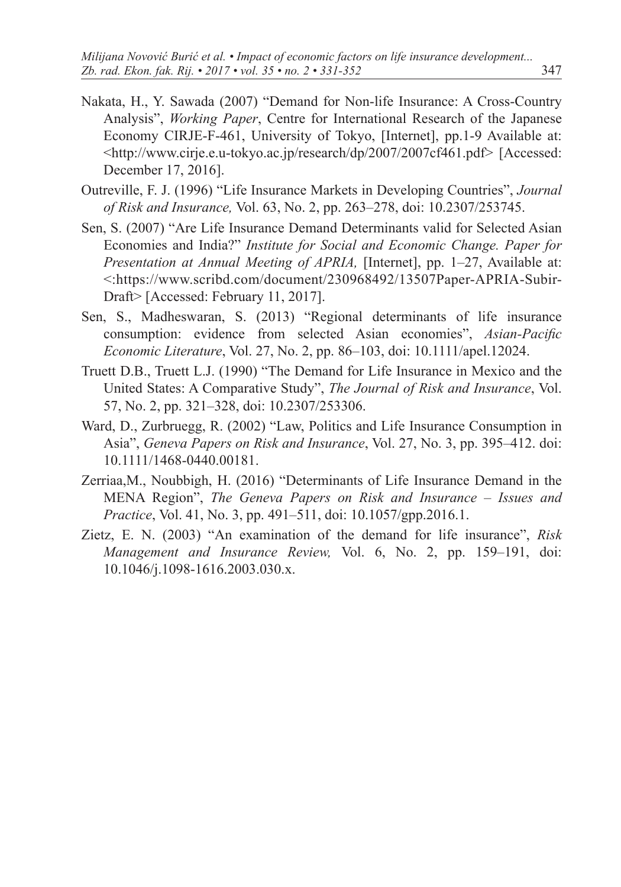Nakata, H., Y. Sawada (2007) "Demand for Non-life Insurance: A Cross-Country Analysis", *Working Paper*, Centre for International Research of the Japanese Economy CIRJE-F-461, University of Tokyo, [Internet], pp.1-9 Available at: <http://www.cirje.e.u-tokyo.ac.jp/research/dp/2007/2007cf461.pdf> [Accessed: December 17, 2016].

Outreville, F. J. (1996) "Life Insurance Markets in Developing Countries", *Journal of Risk and Insurance,* Vol. 63, No. 2, pp. 263–278, doi: 10.2307/253745.

Sen, S. (2007) "Are Life Insurance Demand Determinants valid for Selected Asian Economies and India?" *Institute for Social and Economic Change. Paper for Presentation at Annual Meeting of APRIA,* [Internet], pp. 1–27, Available at: <:https://www.scribd.com/document/230968492/13507Paper-APRIA-Subir-Draft> [Accessed: February 11, 2017].

Sen, S., Madheswaran, S. (2013) "Regional determinants of life insurance consumption: evidence from selected Asian economies", *Asian-Pacific Economic Literature*, Vol. 27, No. 2, pp. 86–103, doi: 10.1111/apel.12024.

Truett D.B., Truett L.J. (1990) "The Demand for Life Insurance in Mexico and the United States: A Comparative Study", *The Journal of Risk and Insurance*, Vol. 57, No. 2, pp. 321–328, doi: 10.2307/253306.

Ward, D., Zurbruegg, R. (2002) "Law, Politics and Life Insurance Consumption in Asia", *Geneva Papers on Risk and Insurance*, Vol. 27, No. 3, pp. 395–412. doi: 10.1111/1468-0440.00181.

Zerriaa,M., Noubbigh, H. (2016) "Determinants of Life Insurance Demand in the MENA Region", *The Geneva Papers on Risk and Insurance – Issues and Practice*, Vol. 41, No. 3, pp. 491–511, doi: 10.1057/gpp.2016.1.

Zietz, E. N. (2003) "An examination of the demand for life insurance", *Risk Management and Insurance Review,* Vol. 6, No. 2, pp. 159–191, doi: 10.1046/j.1098-1616.2003.030.x.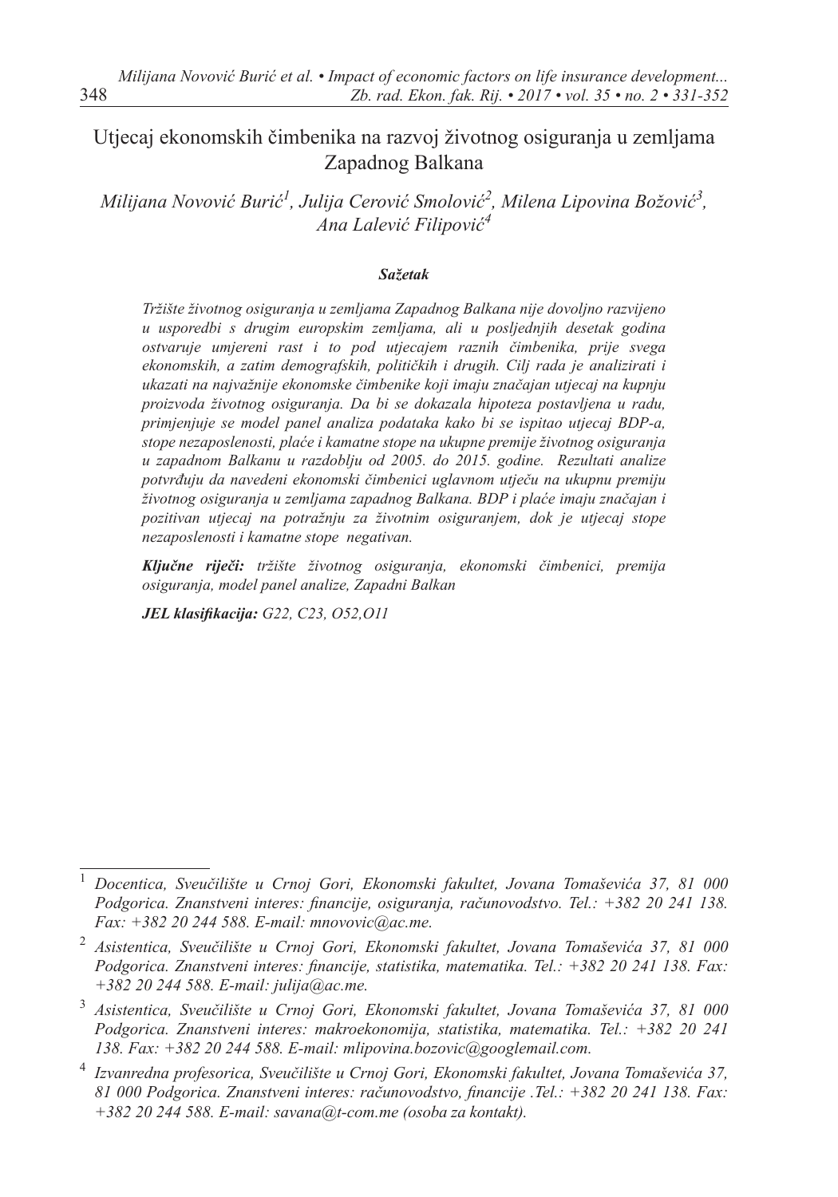# Utjecaj ekonomskih čimbenika na razvoj životnog osiguranja u zemljama Zapadnog Balkana

*Milijana Novović Burić*[1], *Julija Cerović Smolović*[2], *Milena Lipovina Božović*[3], *Ana Lalević Filipović*[4]

### Sažetak

*Tržište životnog osiguranja u zemljama Zapadnog Balkana nije dovoljno razvijeno u usporedbi s drugim europskim zemljama, ali u posljednjih desetak godina ostvaruje umjereni rast i to pod utjecajem raznih čimbenika, prije svega ekonomskih, a zatim demografskih, političkih i drugih. Cilj rada je analizirati i ukazati na najvažnije ekonomske čimbenike koji imaju značajan utjecaj na kupnju proizvoda životnog osiguranja. Da bi se dokazala hipoteza postavljena u radu, primjenjuje se model panel analiza podataka kako bi se ispitao utjecaj BDP-a, stope nezaposlenosti, plaće i kamatne stope na ukupne premije životnog osiguranja u zapadnom Balkanu u razdoblju od 2005. do 2015. godine. Rezultati analize potvrđuju da navedeni ekonomski čimbenici uglavnom utječu na ukupnu premiju životnog osiguranja u zemljama zapadnog Balkana. BDP i plaće imaju značajan i pozitivan utjecaj na potražnju za životnim osiguranjem, dok je utjecaj stope nezaposlenosti i kamatne stope negativan.*

***Ključne riječi:*** *tržište životnog osiguranja, ekonomski čimbenici, premija osiguranja, model panel analize, Zapadni Balkan*

***JEL klasifikacija:*** *G22, C23, O52,O11*

---

[1] *Docentica, Sveučilište u Crnoj Gori, Ekonomski fakultet, Jovana Tomaševića 37, 81 000 Podgorica. Znanstveni interes: financije, osiguranja, računovodstvo. Tel.: +382 20 241 138. Fax: +382 20 244 588. E-mail: mnovovic@ac.me.*

[2] *Asistentica, Sveučilište u Crnoj Gori, Ekonomski fakultet, Jovana Tomaševića 37, 81 000 Podgorica. Znanstveni interes: financije, statistika, matematika. Tel.: +382 20 241 138. Fax: +382 20 244 588. E-mail: julija@ac.me.*

[3] *Asistentica, Sveučilište u Crnoj Gori, Ekonomski fakultet, Jovana Tomaševića 37, 81 000 Podgorica. Znanstveni interes: makroekonomija, statistika, matematika. Tel.: +382 20 241 138. Fax: +382 20 244 588. E-mail: mlipovina.bozovic@googlemail.com.*

[4] *Izvanredna profesorica, Sveučilište u Crnoj Gori, Ekonomski fakultet, Jovana Tomaševića 37, 81 000 Podgorica. Znanstveni interes: računovodstvo, financije .Tel.: +382 20 241 138. Fax: +382 20 244 588. E-mail: savana@t-com.me (osoba za kontakt).*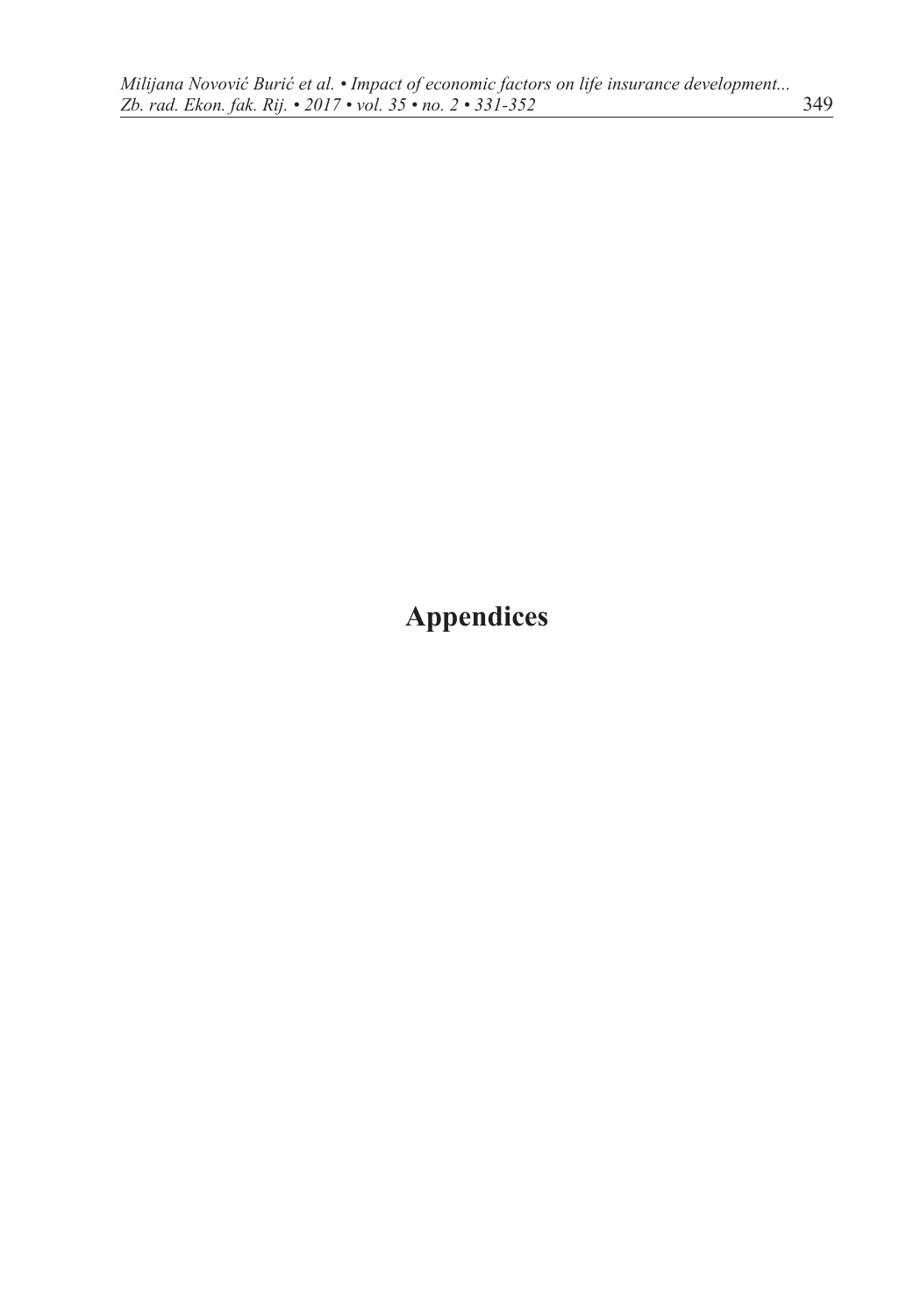# Appendices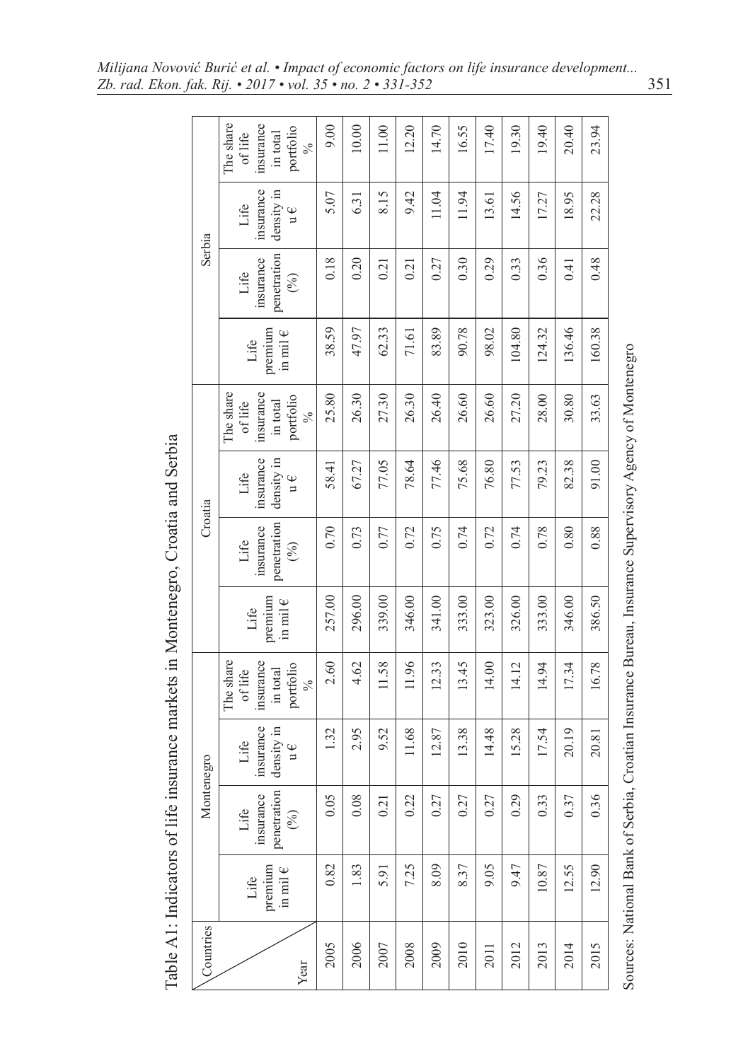Table A1: Indicators of life insurance markets in Montenegro, Croatia and Serbia

| Countries / Year | Montenegro | | | | Croatia | | | | Serbia | | | |
|---|---|---|---|---|---|---|---|---|---|---|---|---|
| | Life premium in mil € | Life insurance penetration (%) | Life insurance density in u € | The share of life insurance in total portfolio % | Life premium in mil € | Life insurance penetration (%) | Life insurance density in u € | The share of life insurance in total portfolio % | Life premium in mil € | Life insurance penetration (%) | Life insurance density in u € | The share of life insurance in total portfolio % |
| 2005 | 0.82 | 0.05 | 1.32 | 2.60 | 257.00 | 0.70 | 58.41 | 25.80 | 38.59 | 0.18 | 5.07 | 9.00 |
| 2006 | 1.83 | 0.08 | 2.95 | 4.62 | 296.00 | 0.73 | 67.27 | 26.30 | 47.97 | 0.20 | 6.31 | 10.00 |
| 2007 | 5.91 | 0.21 | 9.52 | 11.58 | 339.00 | 0.77 | 77.05 | 27.30 | 62.33 | 0.21 | 8.15 | 11.00 |
| 2008 | 7.25 | 0.22 | 11.68 | 11.96 | 346.00 | 0.72 | 78.64 | 26.30 | 71.61 | 0.21 | 9.42 | 12.20 |
| 2009 | 8.09 | 0.27 | 12.87 | 12.33 | 341.00 | 0.75 | 77.46 | 26.40 | 83.89 | 0.27 | 11.04 | 14.70 |
| 2010 | 8.37 | 0.27 | 13.38 | 13.45 | 333.00 | 0.74 | 75.68 | 26.60 | 90.78 | 0.30 | 11.94 | 16.55 |
| 2011 | 9.05 | 0.27 | 14.48 | 14.00 | 323.00 | 0.72 | 76.80 | 26.60 | 98.02 | 0.29 | 13.61 | 17.40 |
| 2012 | 9.47 | 0.29 | 15.28 | 14.12 | 326.00 | 0.74 | 77.53 | 27.20 | 104.80 | 0.33 | 14.56 | 19.30 |
| 2013 | 10.87 | 0.33 | 17.54 | 14.94 | 333.00 | 0.78 | 79.23 | 28.00 | 124.32 | 0.36 | 17.27 | 19.40 |
| 2014 | 12.55 | 0.37 | 20.19 | 17.34 | 346.00 | 0.80 | 82.38 | 30.80 | 136.46 | 0.41 | 18.95 | 20.40 |
| 2015 | 12.90 | 0.36 | 20.81 | 16.78 | 386.50 | 0.88 | 91.00 | 33.63 | 160.38 | 0.48 | 22.28 | 23.94 |

Sources: National Bank of Serbia, Croatian Insurance Bureau, Insurance Supervisory Agency of Montenegro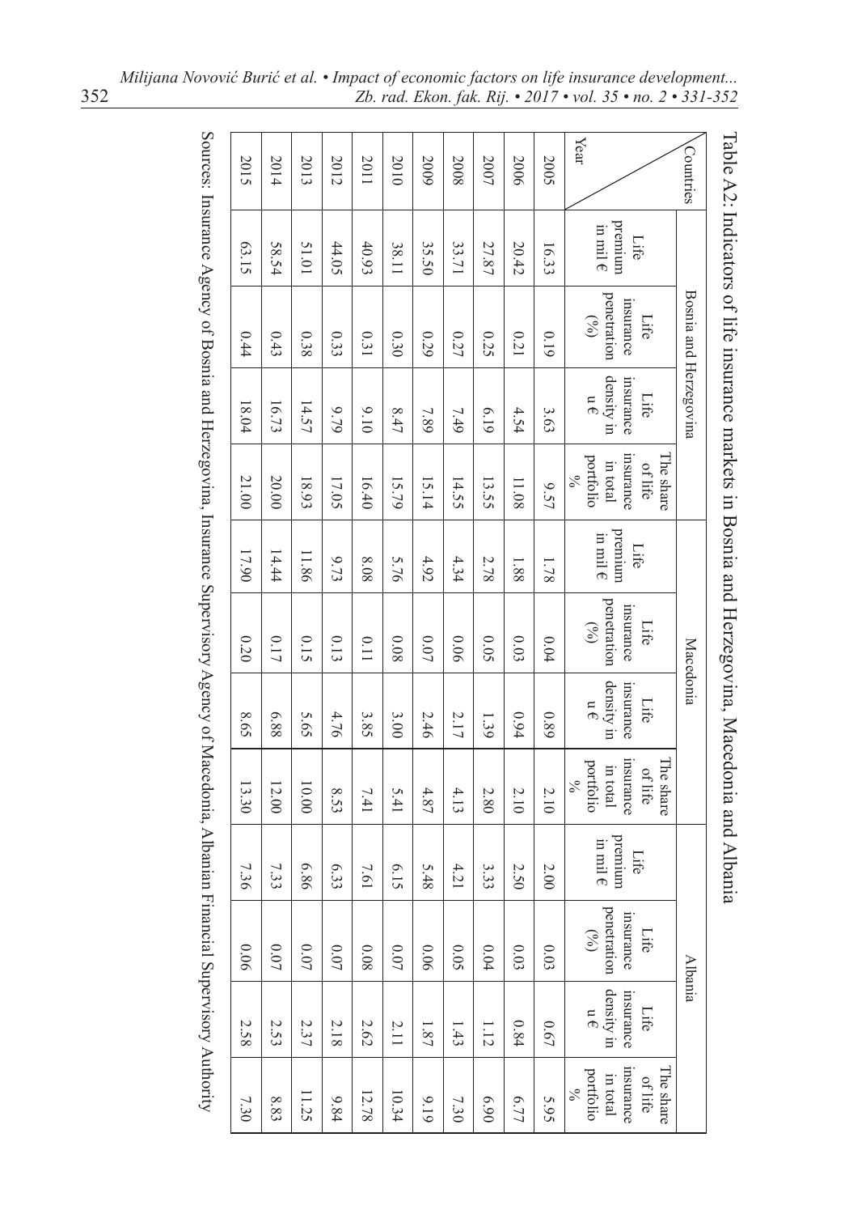Table A2: Indicators of life insurance markets in Bosnia and Herzegovina, Macedonia and Albania

| Countries / Year | Bosnia and Herzegovina | | | | Macedonia | | | | Albania | | | |
|---|---|---|---|---|---|---|---|---|---|---|---|---|
| | Life premium in mil € | Life insurance penetration (%) | Life insurance density in u € | The share of life insurance in total portfolio % | Life premium in mil € | Life insurance penetration (%) | Life insurance density in u € | The share of life insurance in total portfolio % | Life premium in mil € | Life insurance penetration (%) | Life insurance density in u € | The share of life insurance in total portfolio % |
| 2005 | 16.33 | 0.19 | 3.63 | 9.57 | 1.78 | 0.04 | 0.89 | 2.10 | 2.00 | 0.03 | 0.67 | 5.95 |
| 2006 | 20.42 | 0.21 | 4.54 | 11.08 | 1.88 | 0.03 | 0.94 | 2.10 | 2.50 | 0.03 | 0.84 | 6.77 |
| 2007 | 27.87 | 0.25 | 6.19 | 13.55 | 2.78 | 0.05 | 1.39 | 2.80 | 3.33 | 0.04 | 1.12 | 6.90 |
| 2008 | 33.71 | 0.27 | 7.49 | 14.55 | 4.34 | 0.06 | 2.17 | 4.13 | 4.21 | 0.05 | 1.43 | 7.30 |
| 2009 | 35.50 | 0.29 | 7.89 | 15.14 | 4.92 | 0.07 | 2.46 | 4.87 | 5.48 | 0.06 | 1.87 | 9.19 |
| 2010 | 38.11 | 0.30 | 8.47 | 15.79 | 5.76 | 0.08 | 3.00 | 5.41 | 6.15 | 0.07 | 2.11 | 10.34 |
| 2011 | 40.93 | 0.31 | 9.10 | 16.40 | 8.08 | 0.11 | 3.85 | 7.41 | 7.61 | 0.08 | 2.62 | 12.78 |
| 2012 | 44.05 | 0.33 | 9.79 | 17.05 | 9.73 | 0.13 | 4.76 | 8.53 | 6.33 | 0.07 | 2.18 | 9.84 |
| 2013 | 51.01 | 0.38 | 14.57 | 18.93 | 11.86 | 0.15 | 5.65 | 10.00 | 6.86 | 0.07 | 2.37 | 11.25 |
| 2014 | 58.54 | 0.43 | 16.73 | 20.00 | 14.44 | 0.17 | 6.88 | 12.00 | 7.33 | 0.07 | 2.53 | 8.83 |
| 2015 | 63.15 | 0.44 | 18.04 | 21.00 | 17.90 | 0.20 | 8.65 | 13.30 | 7.36 | 0.06 | 2.58 | 7.30 |

Sources: Insurance Agency of Bosnia and Herzegovina, Insurance Supervisory Agency of Macedonia, Albanian Financial Supervisory Authority